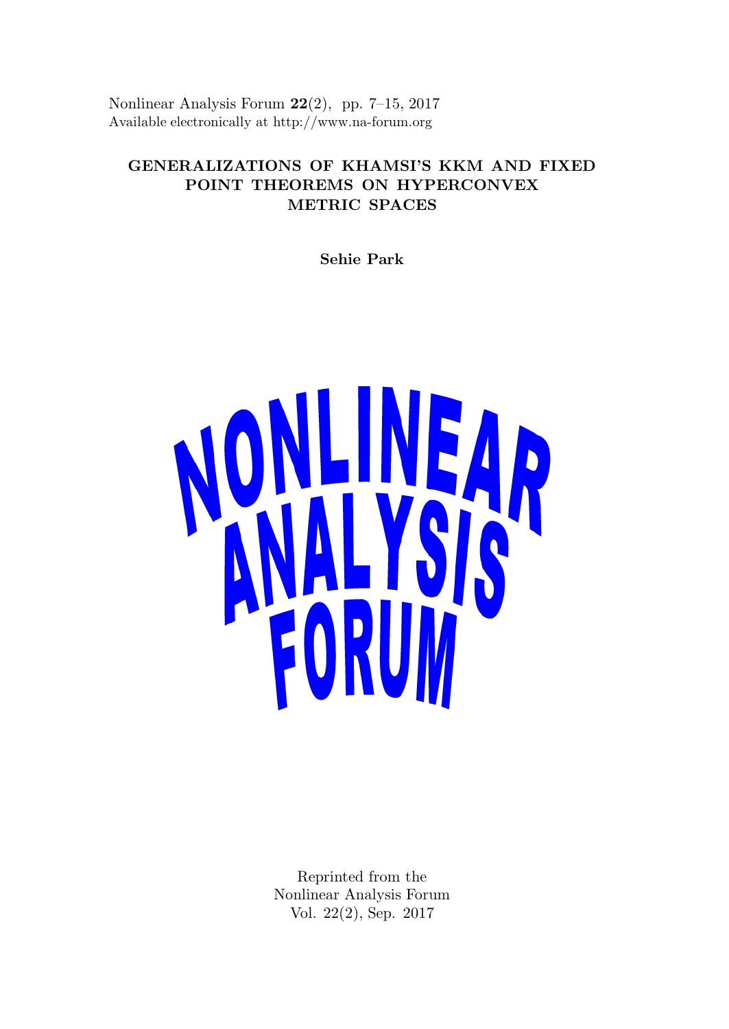Nonlinear Analysis Forum **22**(2), pp. 7–15, 2017
Available electronically at http://www.na-forum.org

# GENERALIZATIONS OF KHAMSI'S KKM AND FIXED POINT THEOREMS ON HYPERCONVEX METRIC SPACES

**Sehie Park**

NONLINEAR
ANALYSIS
FORUM

Reprinted from the
Nonlinear Analysis Forum
Vol. 22(2), Sep. 2017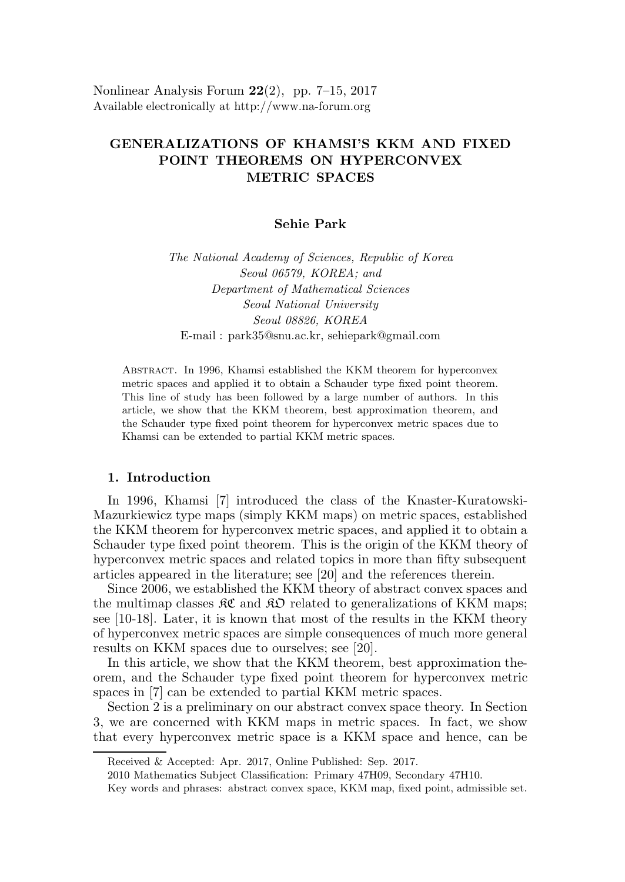Nonlinear Analysis Forum **22**(2), pp. 7–15, 2017
Available electronically at http://www.na-forum.org

# GENERALIZATIONS OF KHAMSI'S KKM AND FIXED POINT THEOREMS ON HYPERCONVEX METRIC SPACES

**Sehie Park**

*The National Academy of Sciences, Republic of Korea*
*Seoul 06579, KOREA; and*
*Department of Mathematical Sciences*
*Seoul National University*
*Seoul 08826, KOREA*
E-mail : park35@snu.ac.kr, sehiepark@gmail.com

Abstract. In 1996, Khamsi established the KKM theorem for hyperconvex metric spaces and applied it to obtain a Schauder type fixed point theorem. This line of study has been followed by a large number of authors. In this article, we show that the KKM theorem, best approximation theorem, and the Schauder type fixed point theorem for hyperconvex metric spaces due to Khamsi can be extended to partial KKM metric spaces.

## 1. Introduction

In 1996, Khamsi [7] introduced the class of the Knaster-Kuratowski-Mazurkiewicz type maps (simply KKM maps) on metric spaces, established the KKM theorem for hyperconvex metric spaces, and applied it to obtain a Schauder type fixed point theorem. This is the origin of the KKM theory of hyperconvex metric spaces and related topics in more than fifty subsequent articles appeared in the literature; see [20] and the references therein.

Since 2006, we established the KKM theory of abstract convex spaces and the multimap classes $\mathfrak{KC}$ and $\mathfrak{KO}$ related to generalizations of KKM maps; see [10-18]. Later, it is known that most of the results in the KKM theory of hyperconvex metric spaces are simple consequences of much more general results on KKM spaces due to ourselves; see [20].

In this article, we show that the KKM theorem, best approximation theorem, and the Schauder type fixed point theorem for hyperconvex metric spaces in [7] can be extended to partial KKM metric spaces.

Section 2 is a preliminary on our abstract convex space theory. In Section 3, we are concerned with KKM maps in metric spaces. In fact, we show that every hyperconvex metric space is a KKM space and hence, can be

---

Received & Accepted: Apr. 2017, Online Published: Sep. 2017.

2010 Mathematics Subject Classification: Primary 47H09, Secondary 47H10.

Key words and phrases: abstract convex space, KKM map, fixed point, admissible set.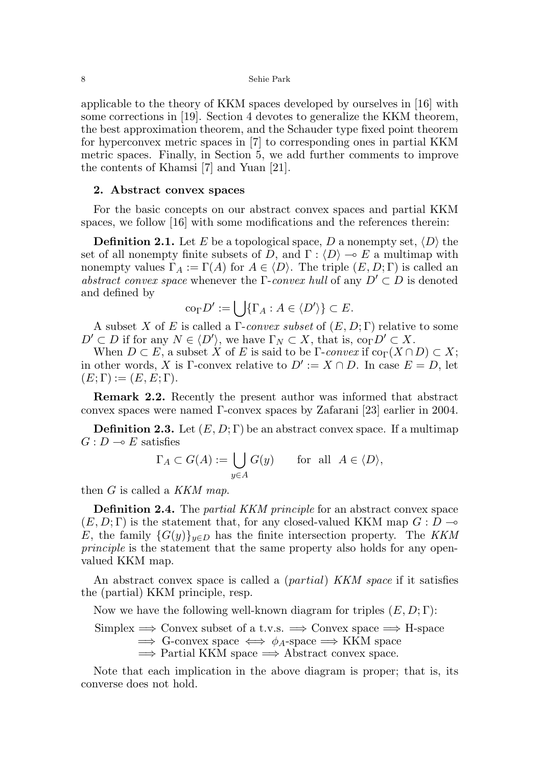applicable to the theory of KKM spaces developed by ourselves in [16] with some corrections in [19]. Section 4 devotes to generalize the KKM theorem, the best approximation theorem, and the Schauder type fixed point theorem for hyperconvex metric spaces in [7] to corresponding ones in partial KKM metric spaces. Finally, in Section 5, we add further comments to improve the contents of Khamsi [7] and Yuan [21].

## 2. Abstract convex spaces

For the basic concepts on our abstract convex spaces and partial KKM spaces, we follow [16] with some modifications and the references therein:

**Definition 2.1.** Let $E$ be a topological space, $D$ a nonempty set, $\langle D \rangle$ the set of all nonempty finite subsets of $D$, and $\Gamma : \langle D \rangle \multimap E$ a multimap with nonempty values $\Gamma_A := \Gamma(A)$ for $A \in \langle D \rangle$. The triple $(E, D; \Gamma)$ is called an *abstract convex space* whenever the $\Gamma$-*convex hull* of any $D' \subset D$ is denoted and defined by

$$\mathrm{co}_\Gamma D' := \bigcup \{\Gamma_A : A \in \langle D' \rangle\} \subset E.$$

A subset $X$ of $E$ is called a $\Gamma$-*convex subset* of $(E, D; \Gamma)$ relative to some $D' \subset D$ if for any $N \in \langle D' \rangle$, we have $\Gamma_N \subset X$, that is, $\mathrm{co}_\Gamma D' \subset X$.

When $D \subset E$, a subset $X$ of $E$ is said to be $\Gamma$-*convex* if $\mathrm{co}_\Gamma(X \cap D) \subset X$; in other words, $X$ is $\Gamma$-convex relative to $D' := X \cap D$. In case $E = D$, let $(E; \Gamma) := (E, E; \Gamma)$.

**Remark 2.2.** Recently the present author was informed that abstract convex spaces were named $\Gamma$-convex spaces by Zafarani [23] earlier in 2004.

**Definition 2.3.** Let $(E, D; \Gamma)$ be an abstract convex space. If a multimap $G : D \multimap E$ satisfies

$$\Gamma_A \subset G(A) := \bigcup_{y \in A} G(y) \qquad \text{for all} \quad A \in \langle D \rangle,$$

then $G$ is called a *KKM map*.

**Definition 2.4.** The *partial KKM principle* for an abstract convex space $(E, D; \Gamma)$ is the statement that, for any closed-valued KKM map $G : D \multimap E$, the family $\{G(y)\}_{y \in D}$ has the finite intersection property. The *KKM principle* is the statement that the same property also holds for any open-valued KKM map.

An abstract convex space is called a (*partial*) *KKM space* if it satisfies the (partial) KKM principle, resp.

Now we have the following well-known diagram for triples $(E, D; \Gamma)$:

$$\begin{aligned}
&\text{Simplex} \Longrightarrow \text{Convex subset of a t.v.s.} \Longrightarrow \text{Convex space} \Longrightarrow \text{H-space} \\
&\quad \Longrightarrow \text{G-convex space} \iff \phi_A\text{-space} \Longrightarrow \text{KKM space} \\
&\quad \Longrightarrow \text{Partial KKM space} \Longrightarrow \text{Abstract convex space.}
\end{aligned}$$

Note that each implication in the above diagram is proper; that is, its converse does not hold.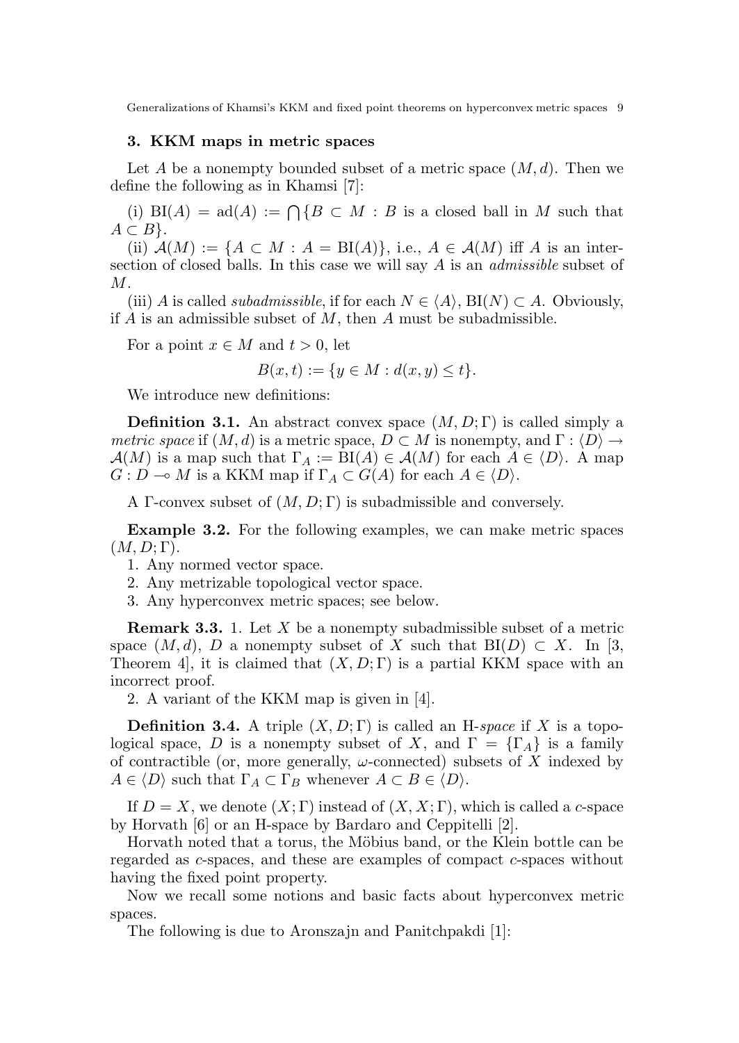### 3. KKM maps in metric spaces

Let $A$ be a nonempty bounded subset of a metric space $(M, d)$. Then we define the following as in Khamsi [7]:

(i) $\mathrm{BI}(A) = \mathrm{ad}(A) := \bigcap\{B \subset M : B$ is a closed ball in $M$ such that $A \subset B\}$.

(ii) $\mathcal{A}(M) := \{A \subset M : A = \mathrm{BI}(A)\}$, i.e., $A \in \mathcal{A}(M)$ iff $A$ is an intersection of closed balls. In this case we will say $A$ is an *admissible* subset of $M$.

(iii) $A$ is called *subadmissible*, if for each $N \in \langle A \rangle$, $\mathrm{BI}(N) \subset A$. Obviously, if $A$ is an admissible subset of $M$, then $A$ must be subadmissible.

For a point $x \in M$ and $t > 0$, let

$$B(x, t) := \{y \in M : d(x, y) \leq t\}.$$

We introduce new definitions:

**Definition 3.1.** An abstract convex space $(M, D; \Gamma)$ is called simply a *metric space* if $(M, d)$ is a metric space, $D \subset M$ is nonempty, and $\Gamma : \langle D \rangle \to \mathcal{A}(M)$ is a map such that $\Gamma_A := \mathrm{BI}(A) \in \mathcal{A}(M)$ for each $A \in \langle D \rangle$. A map $G : D \multimap M$ is a KKM map if $\Gamma_A \subset G(A)$ for each $A \in \langle D \rangle$.

A $\Gamma$-convex subset of $(M, D; \Gamma)$ is subadmissible and conversely.

**Example 3.2.** For the following examples, we can make metric spaces $(M, D; \Gamma)$.

1. Any normed vector space.
2. Any metrizable topological vector space.
3. Any hyperconvex metric spaces; see below.

**Remark 3.3.** 1. Let $X$ be a nonempty subadmissible subset of a metric space $(M, d)$, $D$ a nonempty subset of $X$ such that $\mathrm{BI}(D) \subset X$. In [3, Theorem 4], it is claimed that $(X, D; \Gamma)$ is a partial KKM space with an incorrect proof.

2. A variant of the KKM map is given in [4].

**Definition 3.4.** A triple $(X, D; \Gamma)$ is called an H-*space* if $X$ is a topological space, $D$ is a nonempty subset of $X$, and $\Gamma = \{\Gamma_A\}$ is a family of contractible (or, more generally, $\omega$-connected) subsets of $X$ indexed by $A \in \langle D \rangle$ such that $\Gamma_A \subset \Gamma_B$ whenever $A \subset B \in \langle D \rangle$.

If $D = X$, we denote $(X; \Gamma)$ instead of $(X, X; \Gamma)$, which is called a *c*-space by Horvath [6] or an H-space by Bardaro and Ceppitelli [2].

Horvath noted that a torus, the Möbius band, or the Klein bottle can be regarded as *c*-spaces, and these are examples of compact *c*-spaces without having the fixed point property.

Now we recall some notions and basic facts about hyperconvex metric spaces.

The following is due to Aronszajn and Panitchpakdi [1]: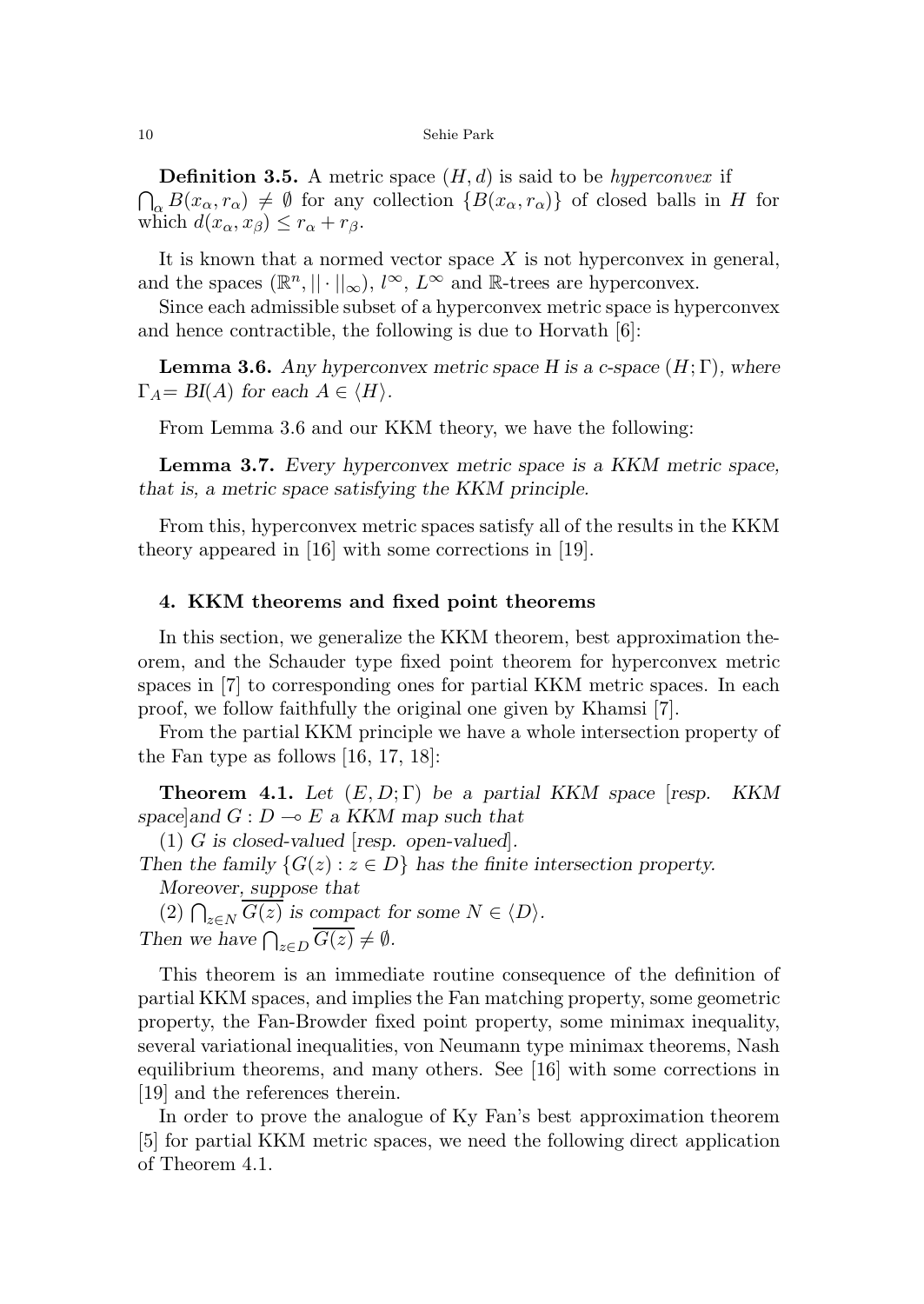**Definition 3.5.** A metric space $(H, d)$ is said to be *hyperconvex* if $\bigcap_\alpha B(x_\alpha, r_\alpha) \neq \emptyset$ for any collection $\{B(x_\alpha, r_\alpha)\}$ of closed balls in $H$ for which $d(x_\alpha, x_\beta) \leq r_\alpha + r_\beta$.

It is known that a normed vector space $X$ is not hyperconvex in general, and the spaces $(\mathbb{R}^n, ||\cdot||_\infty)$, $l^\infty$, $L^\infty$ and $\mathbb{R}$-trees are hyperconvex.

Since each admissible subset of a hyperconvex metric space is hyperconvex and hence contractible, the following is due to Horvath [6]:

**Lemma 3.6.** *Any hyperconvex metric space H is a c-space $(H; \Gamma)$, where $\Gamma_A = BI(A)$ for each $A \in \langle H \rangle$.*

From Lemma 3.6 and our KKM theory, we have the following:

**Lemma 3.7.** *Every hyperconvex metric space is a KKM metric space, that is, a metric space satisfying the KKM principle.*

From this, hyperconvex metric spaces satisfy all of the results in the KKM theory appeared in [16] with some corrections in [19].

## 4. KKM theorems and fixed point theorems

In this section, we generalize the KKM theorem, best approximation theorem, and the Schauder type fixed point theorem for hyperconvex metric spaces in [7] to corresponding ones for partial KKM metric spaces. In each proof, we follow faithfully the original one given by Khamsi [7].

From the partial KKM principle we have a whole intersection property of the Fan type as follows [16, 17, 18]:

**Theorem 4.1.** *Let $(E, D; \Gamma)$ be a partial KKM space [resp. KKM space]and $G : D \multimap E$ a KKM map such that*

*(1) $G$ is closed-valued [resp. open-valued].*

*Then the family $\{G(z) : z \in D\}$ has the finite intersection property.*

*Moreover, suppose that*

*(2) $\bigcap_{z \in N} \overline{G(z)}$ is compact for some $N \in \langle D \rangle$.*

*Then we have $\bigcap_{z \in D} \overline{G(z)} \neq \emptyset$.*

This theorem is an immediate routine consequence of the definition of partial KKM spaces, and implies the Fan matching property, some geometric property, the Fan-Browder fixed point property, some minimax inequality, several variational inequalities, von Neumann type minimax theorems, Nash equilibrium theorems, and many others. See [16] with some corrections in [19] and the references therein.

In order to prove the analogue of Ky Fan's best approximation theorem [5] for partial KKM metric spaces, we need the following direct application of Theorem 4.1.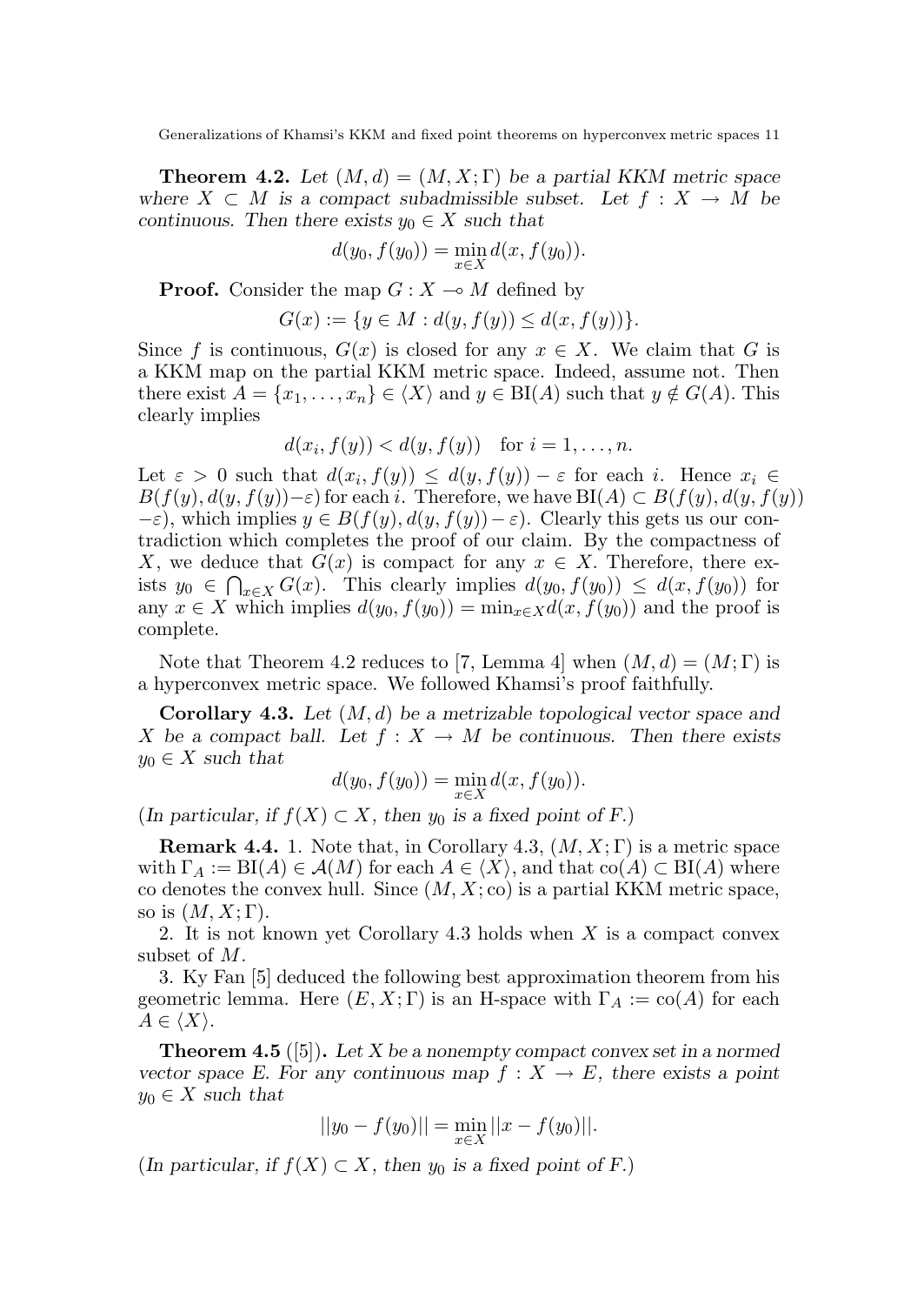**Theorem 4.2.** *Let $(M, d) = (M, X; \Gamma)$ be a partial KKM metric space where $X \subset M$ is a compact subadmissible subset. Let $f : X \to M$ be continuous. Then there exists $y_0 \in X$ such that*

$$d(y_0, f(y_0)) = \min_{x \in X} d(x, f(y_0)).$$

**Proof.** Consider the map $G : X \multimap M$ defined by

$$G(x) := \{y \in M : d(y, f(y)) \le d(x, f(y))\}.$$

Since $f$ is continuous, $G(x)$ is closed for any $x \in X$. We claim that $G$ is a KKM map on the partial KKM metric space. Indeed, assume not. Then there exist $A = \{x_1, \ldots, x_n\} \in \langle X \rangle$ and $y \in \mathrm{BI}(A)$ such that $y \notin G(A)$. This clearly implies

$$d(x_i, f(y)) < d(y, f(y)) \quad \text{for } i = 1, \ldots, n.$$

Let $\varepsilon > 0$ such that $d(x_i, f(y)) \le d(y, f(y)) - \varepsilon$ for each $i$. Hence $x_i \in B(f(y), d(y, f(y)) - \varepsilon)$ for each $i$. Therefore, we have $\mathrm{BI}(A) \subset B(f(y), d(y, f(y)) - \varepsilon)$, which implies $y \in B(f(y), d(y, f(y)) - \varepsilon)$. Clearly this gets us our contradiction which completes the proof of our claim. By the compactness of $X$, we deduce that $G(x)$ is compact for any $x \in X$. Therefore, there exists $y_0 \in \bigcap_{x \in X} G(x)$. This clearly implies $d(y_0, f(y_0)) \le d(x, f(y_0))$ for any $x \in X$ which implies $d(y_0, f(y_0)) = \min_{x \in X} d(x, f(y_0))$ and the proof is complete.

Note that Theorem 4.2 reduces to [7, Lemma 4] when $(M, d) = (M; \Gamma)$ is a hyperconvex metric space. We followed Khamsi's proof faithfully.

**Corollary 4.3.** *Let $(M, d)$ be a metrizable topological vector space and $X$ be a compact ball. Let $f : X \to M$ be continuous. Then there exists $y_0 \in X$ such that*

$$d(y_0, f(y_0)) = \min_{x \in X} d(x, f(y_0)).$$

(*In particular, if $f(X) \subset X$, then $y_0$ is a fixed point of $F$.*)

**Remark 4.4.** 1. Note that, in Corollary 4.3, $(M, X; \Gamma)$ is a metric space with $\Gamma_A := \mathrm{BI}(A) \in \mathcal{A}(M)$ for each $A \in \langle X \rangle$, and that $\mathrm{co}(A) \subset \mathrm{BI}(A)$ where co denotes the convex hull. Since $(M, X; \mathrm{co})$ is a partial KKM metric space, so is $(M, X; \Gamma)$.

2. It is not known yet Corollary 4.3 holds when $X$ is a compact convex subset of $M$.

3. Ky Fan [5] deduced the following best approximation theorem from his geometric lemma. Here $(E, X; \Gamma)$ is an H-space with $\Gamma_A := \mathrm{co}(A)$ for each $A \in \langle X \rangle$.

**Theorem 4.5** ([5])**.** *Let $X$ be a nonempty compact convex set in a normed vector space $E$. For any continuous map $f : X \to E$, there exists a point $y_0 \in X$ such that*

$$||y_0 - f(y_0)|| = \min_{x \in X} ||x - f(y_0)||.$$

(*In particular, if $f(X) \subset X$, then $y_0$ is a fixed point of $F$.*)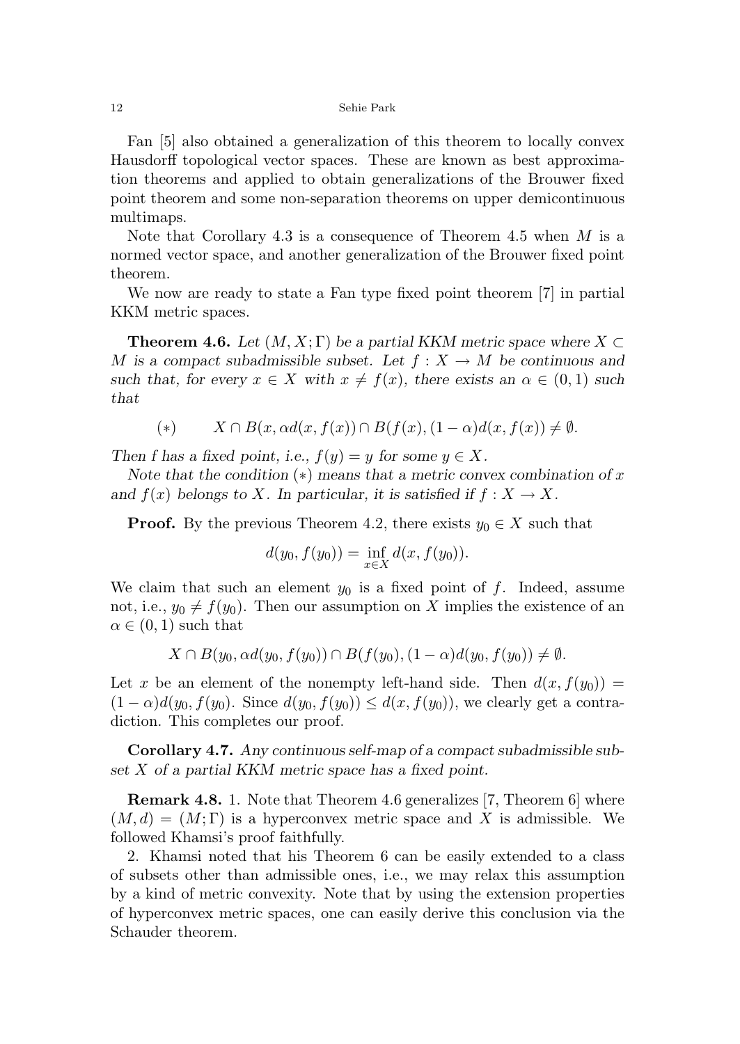Fan [5] also obtained a generalization of this theorem to locally convex Hausdorff topological vector spaces. These are known as best approximation theorems and applied to obtain generalizations of the Brouwer fixed point theorem and some non-separation theorems on upper demicontinuous multimaps.

Note that Corollary 4.3 is a consequence of Theorem 4.5 when $M$ is a normed vector space, and another generalization of the Brouwer fixed point theorem.

We now are ready to state a Fan type fixed point theorem [7] in partial KKM metric spaces.

**Theorem 4.6.** *Let $(M, X; \Gamma)$ be a partial KKM metric space where $X \subset M$ is a compact subadmissible subset. Let $f : X \to M$ be continuous and such that, for every $x \in X$ with $x \neq f(x)$, there exists an $\alpha \in (0, 1)$ such that*

$$(*) \qquad X \cap B(x, \alpha d(x, f(x)) \cap B(f(x), (1 - \alpha)d(x, f(x)) \neq \emptyset.$$

*Then $f$ has a fixed point, i.e., $f(y) = y$ for some $y \in X$.*

*Note that the condition $(*)$ means that a metric convex combination of $x$ and $f(x)$ belongs to $X$. In particular, it is satisfied if $f : X \to X$.*

**Proof.** By the previous Theorem 4.2, there exists $y_0 \in X$ such that

$$d(y_0, f(y_0)) = \inf_{x \in X} d(x, f(y_0)).$$

We claim that such an element $y_0$ is a fixed point of $f$. Indeed, assume not, i.e., $y_0 \neq f(y_0)$. Then our assumption on $X$ implies the existence of an $\alpha \in (0, 1)$ such that

$$X \cap B(y_0, \alpha d(y_0, f(y_0)) \cap B(f(y_0), (1 - \alpha)d(y_0, f(y_0)) \neq \emptyset.$$

Let $x$ be an element of the nonempty left-hand side. Then $d(x, f(y_0)) = (1 - \alpha)d(y_0, f(y_0))$. Since $d(y_0, f(y_0)) \leq d(x, f(y_0))$, we clearly get a contradiction. This completes our proof.

**Corollary 4.7.** *Any continuous self-map of a compact subadmissible subset $X$ of a partial KKM metric space has a fixed point.*

**Remark 4.8.** 1. Note that Theorem 4.6 generalizes [7, Theorem 6] where $(M, d) = (M; \Gamma)$ is a hyperconvex metric space and $X$ is admissible. We followed Khamsi's proof faithfully.

2. Khamsi noted that his Theorem 6 can be easily extended to a class of subsets other than admissible ones, i.e., we may relax this assumption by a kind of metric convexity. Note that by using the extension properties of hyperconvex metric spaces, one can easily derive this conclusion via the Schauder theorem.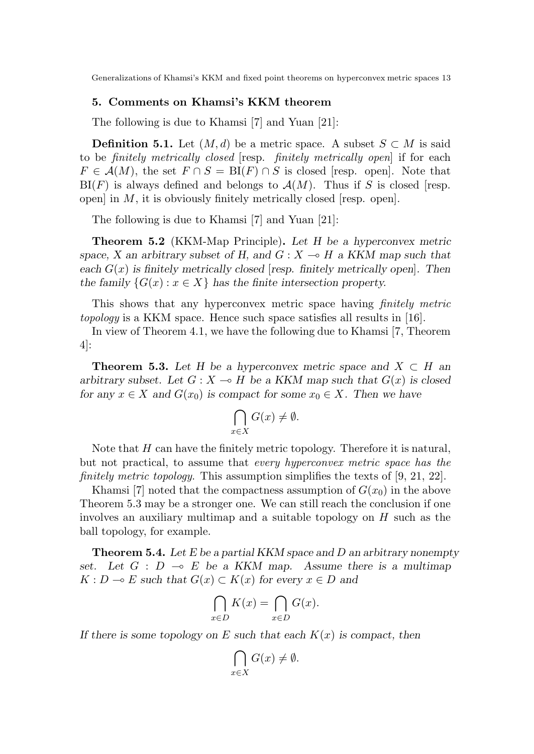## 5. Comments on Khamsi's KKM theorem

The following is due to Khamsi [7] and Yuan [21]:

**Definition 5.1.** Let $(M, d)$ be a metric space. A subset $S \subset M$ is said to be *finitely metrically closed* [resp. *finitely metrically open*] if for each $F \in \mathcal{A}(M)$, the set $F \cap S = \mathrm{BI}(F) \cap S$ is closed [resp. open]. Note that $\mathrm{BI}(F)$ is always defined and belongs to $\mathcal{A}(M)$. Thus if $S$ is closed [resp. open] in $M$, it is obviously finitely metrically closed [resp. open].

The following is due to Khamsi [7] and Yuan [21]:

**Theorem 5.2** (KKM-Map Principle)**.** *Let $H$ be a hyperconvex metric space, $X$ an arbitrary subset of $H$, and $G : X \multimap H$ a KKM map such that each $G(x)$ is finitely metrically closed* [*resp. finitely metrically open*]. *Then the family $\{G(x) : x \in X\}$ has the finite intersection property.*

This shows that any hyperconvex metric space having *finitely metric topology* is a KKM space. Hence such space satisfies all results in [16].

In view of Theorem 4.1, we have the following due to Khamsi [7, Theorem 4]:

**Theorem 5.3.** *Let $H$ be a hyperconvex metric space and $X \subset H$ an arbitrary subset. Let $G : X \multimap H$ be a KKM map such that $G(x)$ is closed for any $x \in X$ and $G(x_0)$ is compact for some $x_0 \in X$. Then we have*

$$\bigcap_{x \in X} G(x) \neq \emptyset.$$

Note that $H$ can have the finitely metric topology. Therefore it is natural, but not practical, to assume that *every hyperconvex metric space has the finitely metric topology*. This assumption simplifies the texts of [9, 21, 22].

Khamsi [7] noted that the compactness assumption of $G(x_0)$ in the above Theorem 5.3 may be a stronger one. We can still reach the conclusion if one involves an auxiliary multimap and a suitable topology on $H$ such as the ball topology, for example.

**Theorem 5.4.** *Let $E$ be a partial KKM space and $D$ an arbitrary nonempty set. Let $G : D \multimap E$ be a KKM map. Assume there is a multimap $K : D \multimap E$ such that $G(x) \subset K(x)$ for every $x \in D$ and*

$$\bigcap_{x \in D} K(x) = \bigcap_{x \in D} G(x).$$

*If there is some topology on $E$ such that each $K(x)$ is compact, then*

$$\bigcap_{x \in X} G(x) \neq \emptyset.$$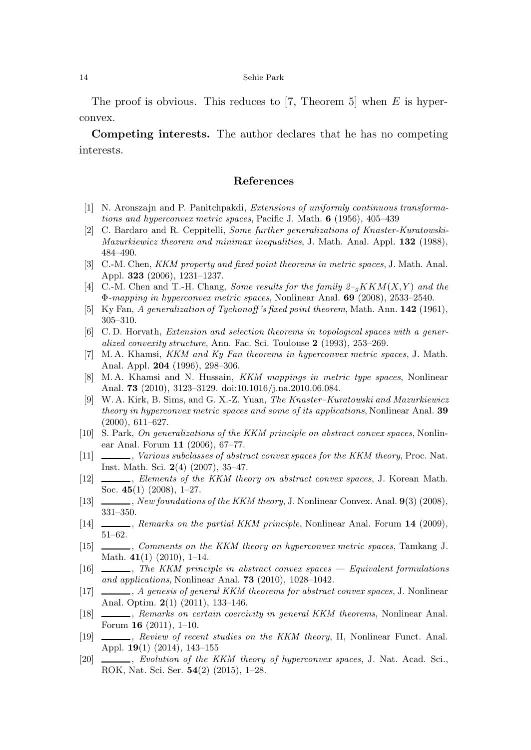The proof is obvious. This reduces to [7, Theorem 5] when $E$ is hyperconvex.

**Competing interests.** The author declares that he has no competing interests.

## References

[1] N. Aronszajn and P. Panitchpakdi, *Extensions of uniformly continuous transformations and hyperconvex metric spaces*, Pacific J. Math. **6** (1956), 405–439

[2] C. Bardaro and R. Ceppitelli, *Some further generalizations of Knaster-Kuratowski-Mazurkiewicz theorem and minimax inequalities*, J. Math. Anal. Appl. **132** (1988), 484–490.

[3] C.-M. Chen, *KKM property and fixed point theorems in metric spaces*, J. Math. Anal. Appl. **323** (2006), 1231–1237.

[4] C.-M. Chen and T.-H. Chang, *Some results for the family $2\text{-}_gKKM(X,Y)$ and the $\Phi$-mapping in hyperconvex metric spaces*, Nonlinear Anal. **69** (2008), 2533–2540.

[5] Ky Fan, *A generalization of Tychonoff's fixed point theorem*, Math. Ann. **142** (1961), 305–310.

[6] C. D. Horvath, *Extension and selection theorems in topological spaces with a generalized convexity structure*, Ann. Fac. Sci. Toulouse **2** (1993), 253–269.

[7] M. A. Khamsi, *KKM and Ky Fan theorems in hyperconvex metric spaces*, J. Math. Anal. Appl. **204** (1996), 298–306.

[8] M. A. Khamsi and N. Hussain, *KKM mappings in metric type spaces*, Nonlinear Anal. **73** (2010), 3123–3129. doi:10.1016/j.na.2010.06.084.

[9] W. A. Kirk, B. Sims, and G. X.-Z. Yuan, *The Knaster–Kuratowski and Mazurkiewicz theory in hyperconvex metric spaces and some of its applications*, Nonlinear Anal. **39** (2000), 611–627.

[10] S. Park, *On generalizations of the KKM principle on abstract convex spaces*, Nonlinear Anal. Forum **11** (2006), 67–77.

[11] ______, *Various subclasses of abstract convex spaces for the KKM theory*, Proc. Nat. Inst. Math. Sci. **2**(4) (2007), 35–47.

[12] ______, *Elements of the KKM theory on abstract convex spaces*, J. Korean Math. Soc. **45**(1) (2008), 1–27.

[13] ______, *New foundations of the KKM theory*, J. Nonlinear Convex. Anal. **9**(3) (2008), 331–350.

[14] ______, *Remarks on the partial KKM principle*, Nonlinear Anal. Forum **14** (2009), 51–62.

[15] ______, *Comments on the KKM theory on hyperconvex metric spaces*, Tamkang J. Math. **41**(1) (2010), 1–14.

[16] ______, *The KKM principle in abstract convex spaces — Equivalent formulations and applications*, Nonlinear Anal. **73** (2010), 1028–1042.

[17] ______, *A genesis of general KKM theorems for abstract convex spaces*, J. Nonlinear Anal. Optim. **2**(1) (2011), 133–146.

[18] ______, *Remarks on certain coercivity in general KKM theorems*, Nonlinear Anal. Forum **16** (2011), 1–10.

[19] ______, *Review of recent studies on the KKM theory*, II, Nonlinear Funct. Anal. Appl. **19**(1) (2014), 143–155

[20] ______, *Evolution of the KKM theory of hyperconvex spaces*, J. Nat. Acad. Sci., ROK, Nat. Sci. Ser. **54**(2) (2015), 1–28.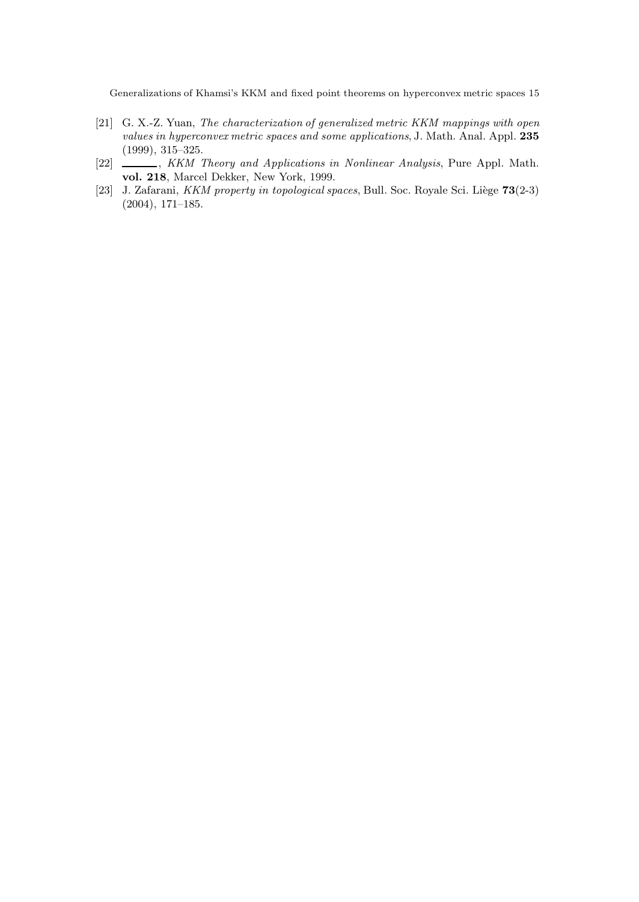[21] G. X.-Z. Yuan, *The characterization of generalized metric KKM mappings with open values in hyperconvex metric spaces and some applications*, J. Math. Anal. Appl. **235** (1999), 315–325.

[22] ———, *KKM Theory and Applications in Nonlinear Analysis*, Pure Appl. Math. **vol. 218**, Marcel Dekker, New York, 1999.

[23] J. Zafarani, *KKM property in topological spaces*, Bull. Soc. Royale Sci. Liège **73**(2-3) (2004), 171–185.